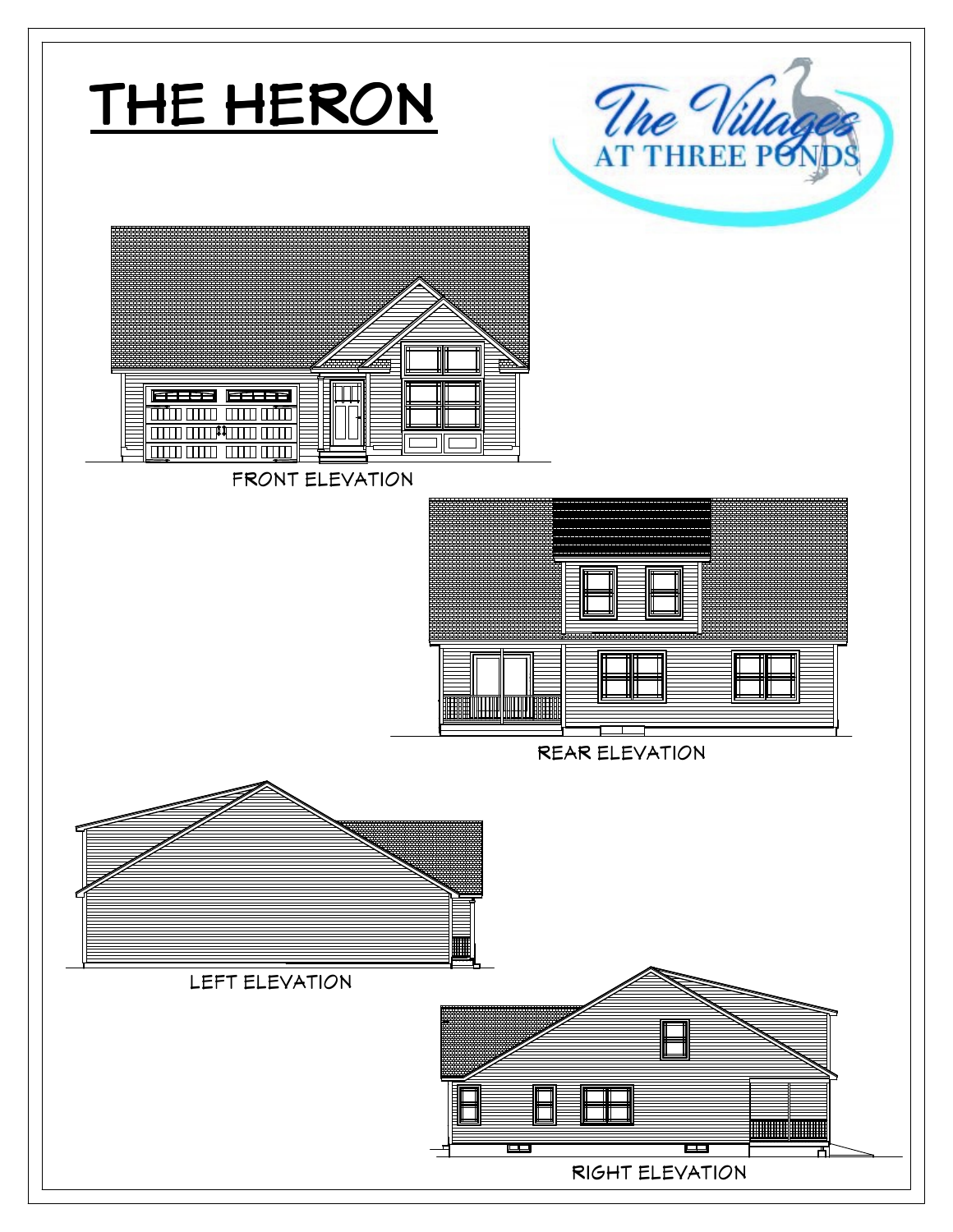# THE HERON

The Villages AT THREE PONDS

FRONT ELEVATION

REAR ELEVATION

LEFT ELEVATION

RIGHT ELEVATION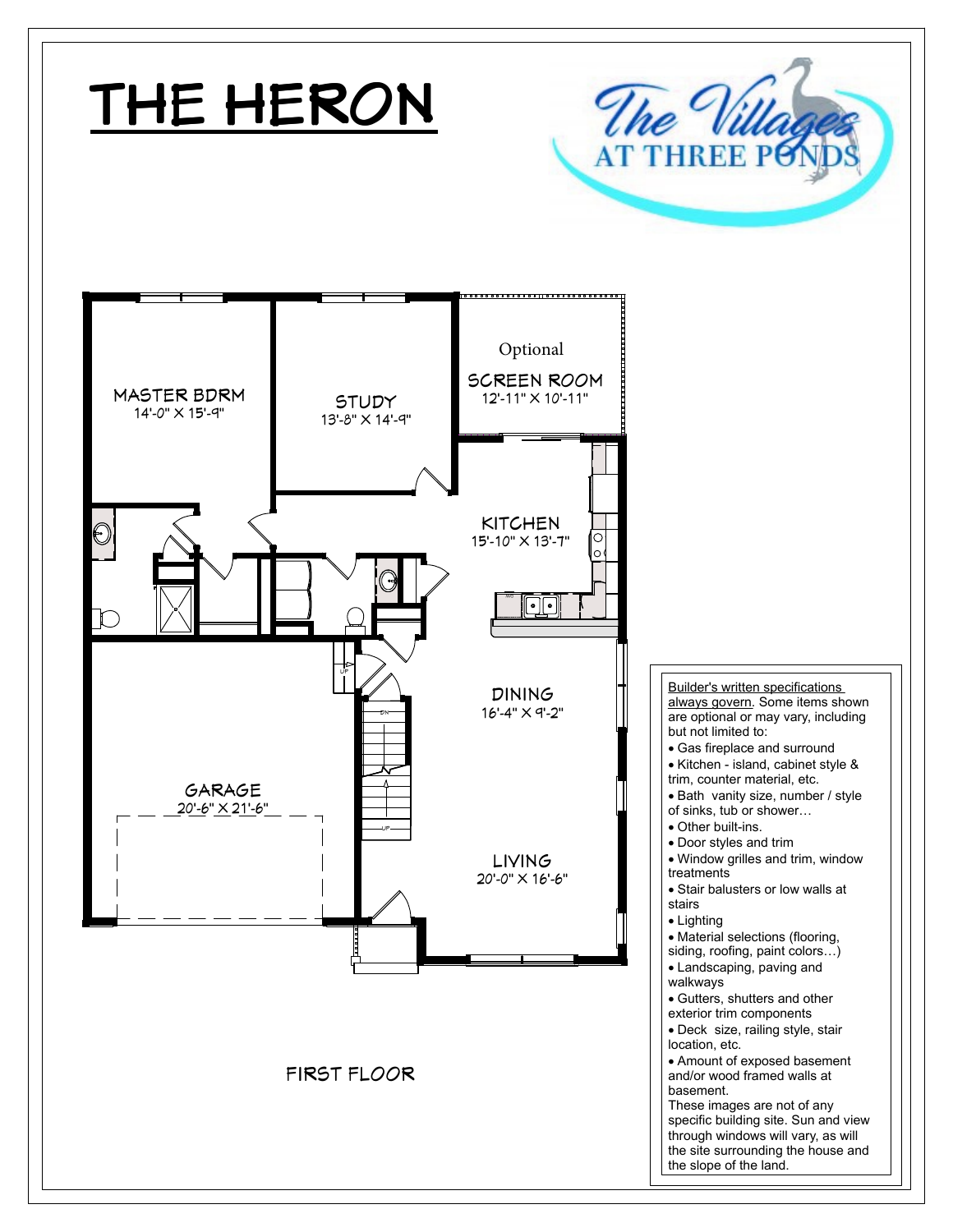# THE HERON

The Villages AT THREE PONDS

MASTER BDRM
14'-0" X 15'-9"

STUDY
13'-8" X 14'-9"

Optional
SCREEN ROOM
12'-11" X 10'-11"

KITCHEN
15'-10" X 13'-7"

DINING
16'-4" X 9'-2"

GARAGE
20'-6" X 21'-6"

LIVING
20'-0" X 16'-6"

FIRST FLOOR

Builder's written specifications always govern. Some items shown are optional or may vary, including but not limited to:

- Gas fireplace and surround
- Kitchen - island, cabinet style & trim, counter material, etc.
- Bath vanity size, number / style of sinks, tub or shower…
- Other built-ins.
- Door styles and trim
- Window grilles and trim, window treatments
- Stair balusters or low walls at stairs
- Lighting
- Material selections (flooring, siding, roofing, paint colors…)
- Landscaping, paving and walkways
- Gutters, shutters and other exterior trim components
- Deck size, railing style, stair location, etc.
- Amount of exposed basement and/or wood framed walls at basement.

These images are not of any specific building site. Sun and view through windows will vary, as will the site surrounding the house and the slope of the land.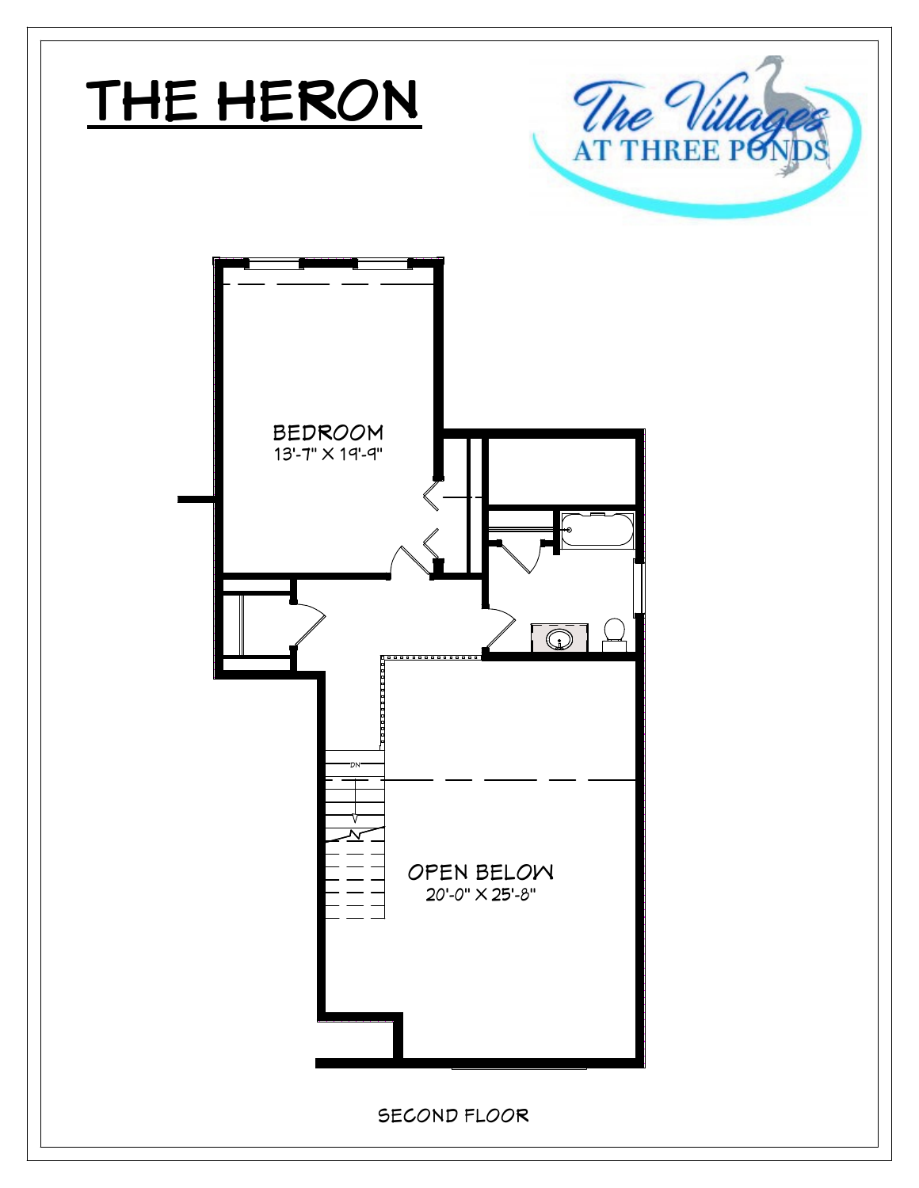# THE HERON

The Villages AT THREE PONDS

BEDROOM
13'-7" X 19'-9"

DN

OPEN BELOW
20'-0" X 25'-8"

SECOND FLOOR